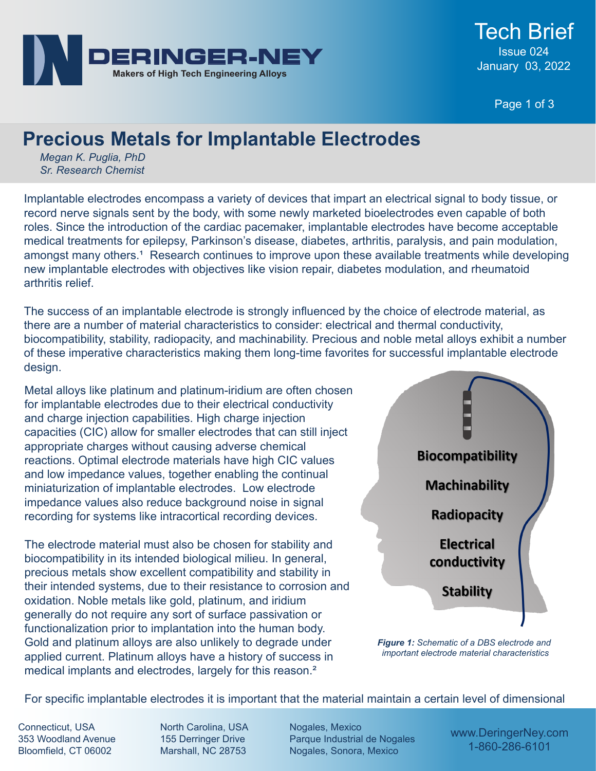# Precious Metals for Implantable Electrodes

*Megan K. Puglia, PhD*
*Sr. Research Chemist*

Implantable electrodes encompass a variety of devices that impart an electrical signal to body tissue, or record nerve signals sent by the body, with some newly marketed bioelectrodes even capable of both roles. Since the introduction of the cardiac pacemaker, implantable electrodes have become acceptable medical treatments for epilepsy, Parkinson's disease, diabetes, arthritis, paralysis, and pain modulation, amongst many others.[1] Research continues to improve upon these available treatments while developing new implantable electrodes with objectives like vision repair, diabetes modulation, and rheumatoid arthritis relief.

The success of an implantable electrode is strongly influenced by the choice of electrode material, as there are a number of material characteristics to consider: electrical and thermal conductivity, biocompatibility, stability, radiopacity, and machinability. Precious and noble metal alloys exhibit a number of these imperative characteristics making them long-time favorites for successful implantable electrode design.

Metal alloys like platinum and platinum-iridium are often chosen for implantable electrodes due to their electrical conductivity and charge injection capabilities. High charge injection capacities (CIC) allow for smaller electrodes that can still inject appropriate charges without causing adverse chemical reactions. Optimal electrode materials have high CIC values and low impedance values, together enabling the continual miniaturization of implantable electrodes. Low electrode impedance values also reduce background noise in signal recording for systems like intracortical recording devices.

The electrode material must also be chosen for stability and biocompatibility in its intended biological milieu. In general, precious metals show excellent compatibility and stability in their intended systems, due to their resistance to corrosion and oxidation. Noble metals like gold, platinum, and iridium generally do not require any sort of surface passivation or functionalization prior to implantation into the human body. Gold and platinum alloys are also unlikely to degrade under applied current. Platinum alloys have a history of success in medical implants and electrodes, largely for this reason.[2]

**Biocompatibility**

**Machinability**

**Radiopacity**

**Electrical conductivity**

**Stability**

***Figure 1:*** *Schematic of a DBS electrode and important electrode material characteristics*

For specific implantable electrodes it is important that the material maintain a certain level of dimensional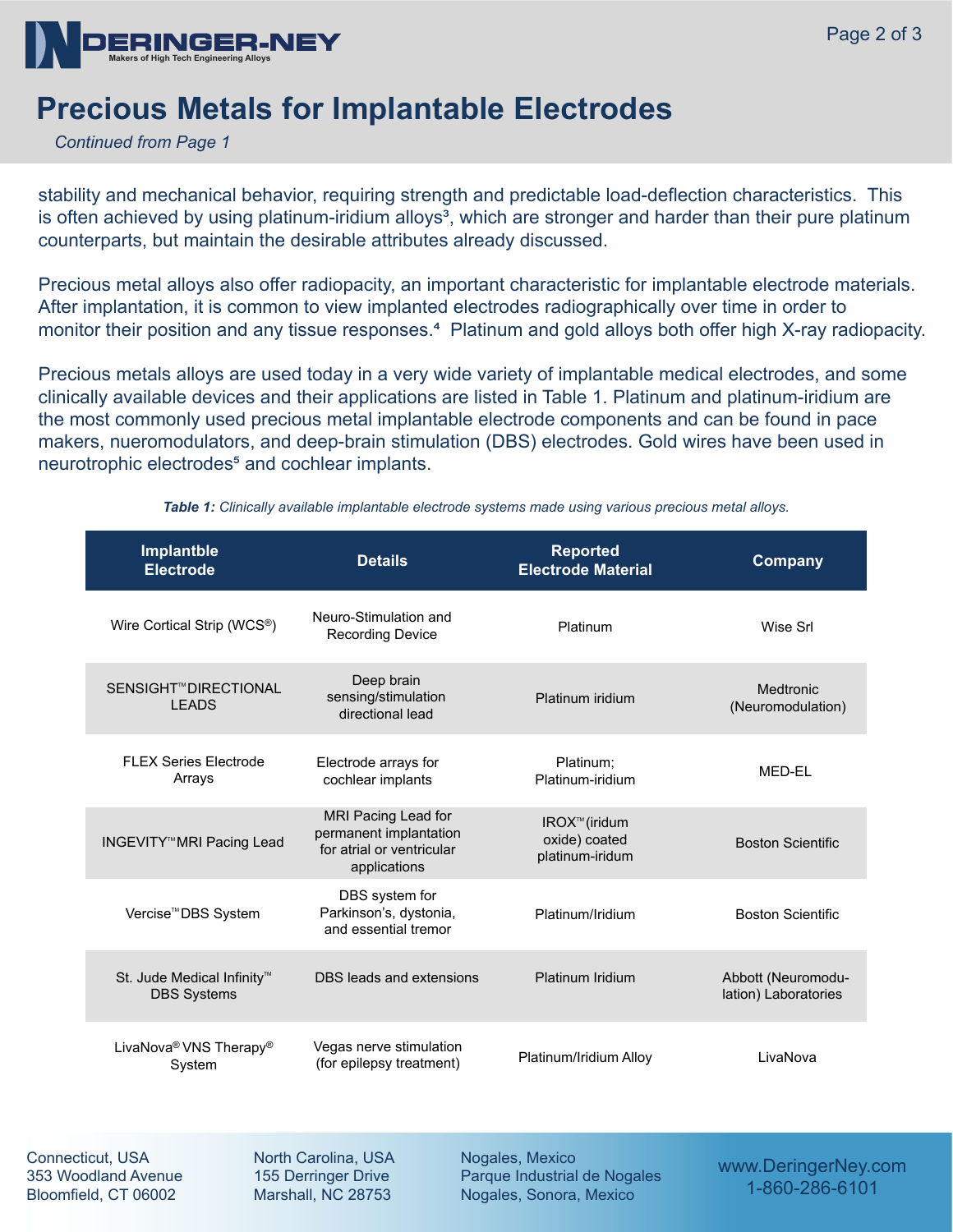# Precious Metals for Implantable Electrodes

*Continued from Page 1*

stability and mechanical behavior, requiring strength and predictable load-deflection characteristics. This is often achieved by using platinum-iridium alloys[3], which are stronger and harder than their pure platinum counterparts, but maintain the desirable attributes already discussed.

Precious metal alloys also offer radiopacity, an important characteristic for implantable electrode materials. After implantation, it is common to view implanted electrodes radiographically over time in order to monitor their position and any tissue responses.[4] Platinum and gold alloys both offer high X-ray radiopacity.

Precious metals alloys are used today in a very wide variety of implantable medical electrodes, and some clinically available devices and their applications are listed in Table 1. Platinum and platinum-iridium are the most commonly used precious metal implantable electrode components and can be found in pace makers, nueromodulators, and deep-brain stimulation (DBS) electrodes. Gold wires have been used in neurotrophic electrodes[5] and cochlear implants.

***Table 1:** Clinically available implantable electrode systems made using various precious metal alloys.*

| Implantble Electrode | Details | Reported Electrode Material | Company |
| --- | --- | --- | --- |
| Wire Cortical Strip (WCS®) | Neuro-Stimulation and Recording Device | Platinum | Wise Srl |
| SENSIGHT™ DIRECTIONAL LEADS | Deep brain sensing/stimulation directional lead | Platinum iridium | Medtronic (Neuromodulation) |
| FLEX Series Electrode Arrays | Electrode arrays for cochlear implants | Platinum; Platinum-iridium | MED-EL |
| INGEVITY™ MRI Pacing Lead | MRI Pacing Lead for permanent implantation for atrial or ventricular applications | IROX™ (iridum oxide) coated platinum-iridum | Boston Scientific |
| Vercise™ DBS System | DBS system for Parkinson's, dystonia, and essential tremor | Platinum/Iridium | Boston Scientific |
| St. Jude Medical Infinity™ DBS Systems | DBS leads and extensions | Platinum Iridium | Abbott (Neuromodulation) Laboratories |
| LivaNova® VNS Therapy® System | Vegas nerve stimulation (for epilepsy treatment) | Platinum/Iridium Alloy | LivaNova |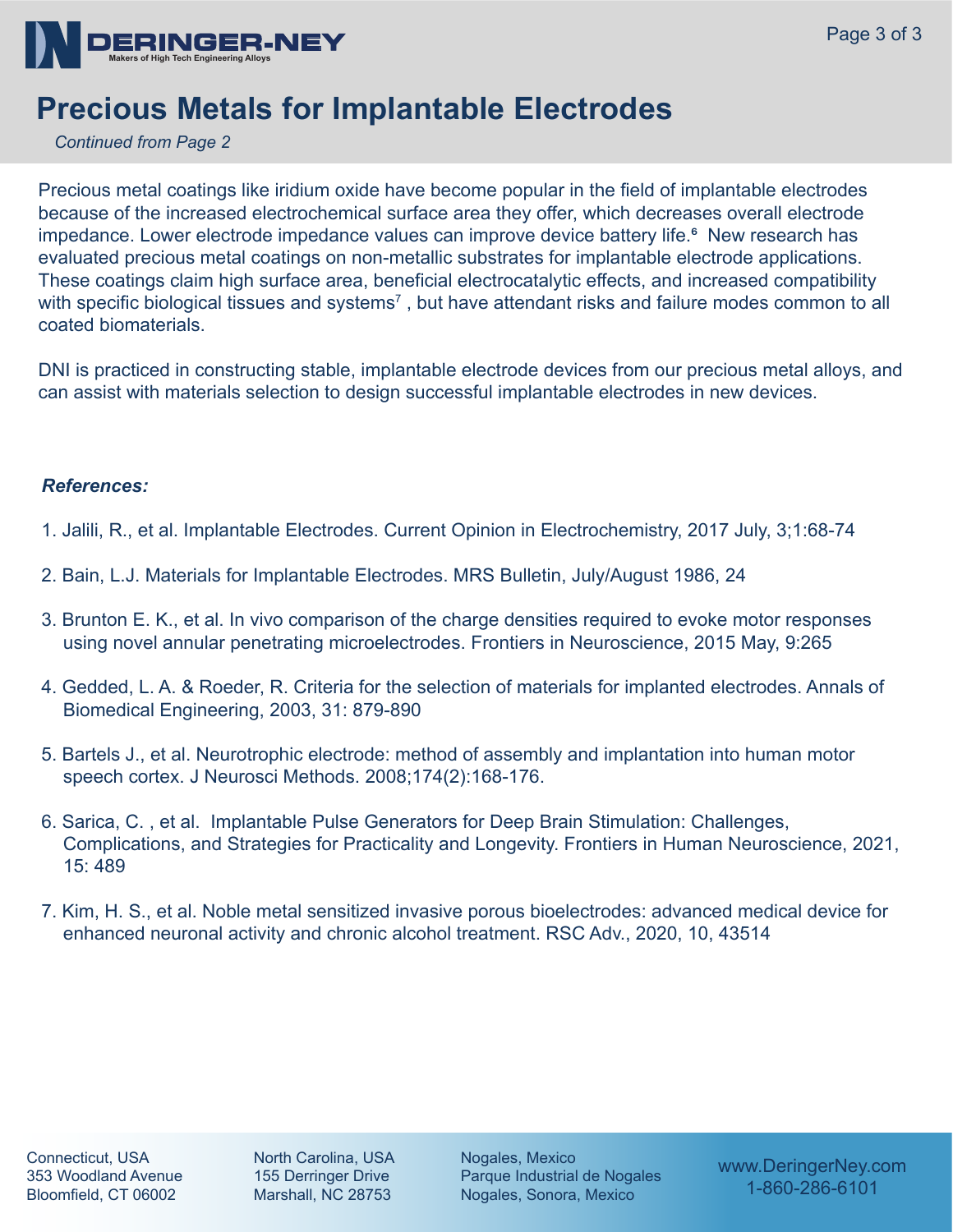# Precious Metals for Implantable Electrodes

*Continued from Page 2*

Precious metal coatings like iridium oxide have become popular in the field of implantable electrodes because of the increased electrochemical surface area they offer, which decreases overall electrode impedance. Lower electrode impedance values can improve device battery life.[6] New research has evaluated precious metal coatings on non-metallic substrates for implantable electrode applications. These coatings claim high surface area, beneficial electrocatalytic effects, and increased compatibility with specific biological tissues and systems[7], but have attendant risks and failure modes common to all coated biomaterials.

DNI is practiced in constructing stable, implantable electrode devices from our precious metal alloys, and can assist with materials selection to design successful implantable electrodes in new devices.

***References:***

1. Jalili, R., et al. Implantable Electrodes. Current Opinion in Electrochemistry, 2017 July, 3;1:68-74
2. Bain, L.J. Materials for Implantable Electrodes. MRS Bulletin, July/August 1986, 24
3. Brunton E. K., et al. In vivo comparison of the charge densities required to evoke motor responses using novel annular penetrating microelectrodes. Frontiers in Neuroscience, 2015 May, 9:265
4. Gedded, L. A. & Roeder, R. Criteria for the selection of materials for implanted electrodes. Annals of Biomedical Engineering, 2003, 31: 879-890
5. Bartels J., et al. Neurotrophic electrode: method of assembly and implantation into human motor speech cortex. J Neurosci Methods. 2008;174(2):168-176.
6. Sarica, C. , et al. Implantable Pulse Generators for Deep Brain Stimulation: Challenges, Complications, and Strategies for Practicality and Longevity. Frontiers in Human Neuroscience, 2021, 15: 489
7. Kim, H. S., et al. Noble metal sensitized invasive porous bioelectrodes: advanced medical device for enhanced neuronal activity and chronic alcohol treatment. RSC Adv., 2020, 10, 43514